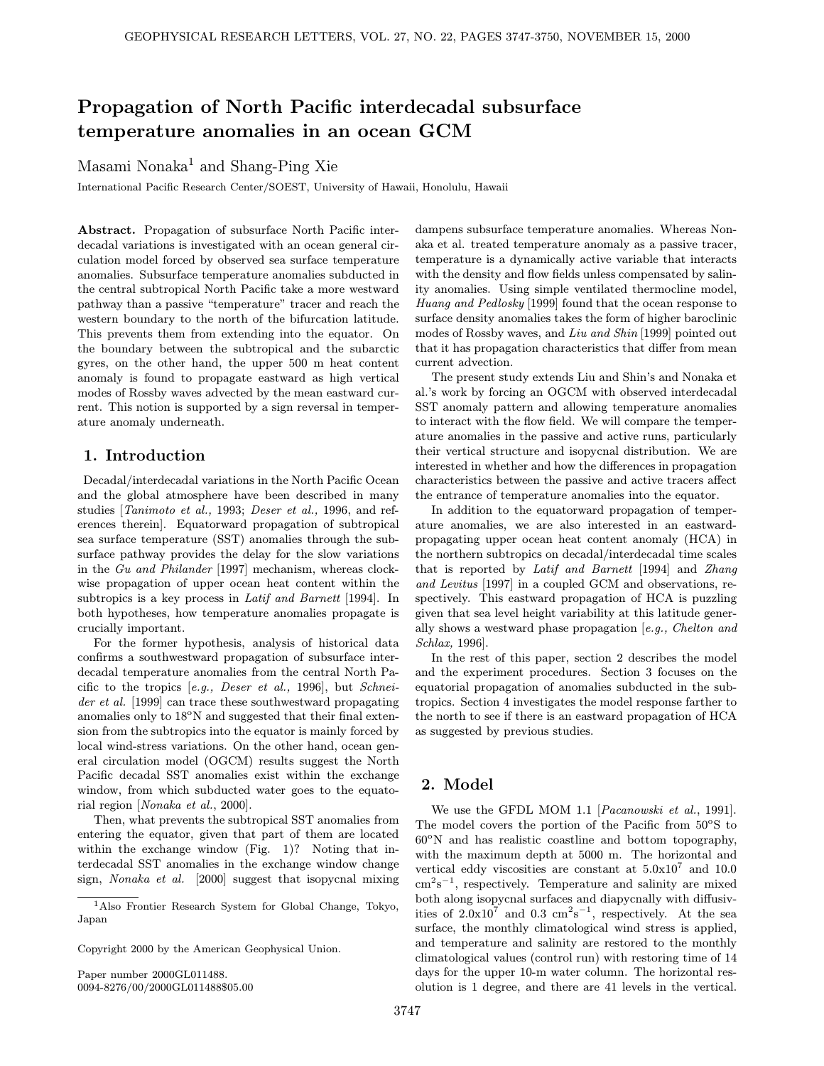# Propagation of North Pacific interdecadal subsurface temperature anomalies in an ocean GCM

Masami Nonaka[1] and Shang-Ping Xie

International Pacific Research Center/SOEST, University of Hawaii, Honolulu, Hawaii

**Abstract.** Propagation of subsurface North Pacific interdecadal variations is investigated with an ocean general circulation model forced by observed sea surface temperature anomalies. Subsurface temperature anomalies subducted in the central subtropical North Pacific take a more westward pathway than a passive "temperature" tracer and reach the western boundary to the north of the bifurcation latitude. This prevents them from extending into the equator. On the boundary between the subtropical and the subarctic gyres, on the other hand, the upper 500 m heat content anomaly is found to propagate eastward as high vertical modes of Rossby waves advected by the mean eastward current. This notion is supported by a sign reversal in temperature anomaly underneath.

## 1. Introduction

Decadal/interdecadal variations in the North Pacific Ocean and the global atmosphere have been described in many studies [*Tanimoto et al.,* 1993; *Deser et al.,* 1996, and references therein]. Equatorward propagation of subtropical sea surface temperature (SST) anomalies through the subsurface pathway provides the delay for the slow variations in the *Gu and Philander* [1997] mechanism, whereas clockwise propagation of upper ocean heat content within the subtropics is a key process in *Latif and Barnett* [1994]. In both hypotheses, how temperature anomalies propagate is crucially important.

For the former hypothesis, analysis of historical data confirms a southwestward propagation of subsurface interdecadal temperature anomalies from the central North Pacific to the tropics [*e.g., Deser et al.,* 1996], but *Schneider et al.* [1999] can trace these southwestward propagating anomalies only to 18°N and suggested that their final extension from the subtropics into the equator is mainly forced by local wind-stress variations. On the other hand, ocean general circulation model (OGCM) results suggest the North Pacific decadal SST anomalies exist within the exchange window, from which subducted water goes to the equatorial region [*Nonaka et al.*, 2000].

Then, what prevents the subtropical SST anomalies from entering the equator, given that part of them are located within the exchange window (Fig. 1)? Noting that interdecadal SST anomalies in the exchange window change sign, *Nonaka et al.* [2000] suggest that isopycnal mixing dampens subsurface temperature anomalies. Whereas Nonaka et al. treated temperature anomaly as a passive tracer, temperature is a dynamically active variable that interacts with the density and flow fields unless compensated by salinity anomalies. Using simple ventilated thermocline model, *Huang and Pedlosky* [1999] found that the ocean response to surface density anomalies takes the form of higher baroclinic modes of Rossby waves, and *Liu and Shin* [1999] pointed out that it has propagation characteristics that differ from mean current advection.

The present study extends Liu and Shin's and Nonaka et al.'s work by forcing an OGCM with observed interdecadal SST anomaly pattern and allowing temperature anomalies to interact with the flow field. We will compare the temperature anomalies in the passive and active runs, particularly their vertical structure and isopycnal distribution. We are interested in whether and how the differences in propagation characteristics between the passive and active tracers affect the entrance of temperature anomalies into the equator.

In addition to the equatorward propagation of temperature anomalies, we are also interested in an eastward-propagating upper ocean heat content anomaly (HCA) in the northern subtropics on decadal/interdecadal time scales that is reported by *Latif and Barnett* [1994] and *Zhang and Levitus* [1997] in a coupled GCM and observations, respectively. This eastward propagation of HCA is puzzling given that sea level height variability at this latitude generally shows a westward phase propagation [*e.g., Chelton and Schlax,* 1996].

In the rest of this paper, section 2 describes the model and the experiment procedures. Section 3 focuses on the equatorial propagation of anomalies subducted in the subtropics. Section 4 investigates the model response farther to the north to see if there is an eastward propagation of HCA as suggested by previous studies.

## 2. Model

We use the GFDL MOM 1.1 [*Pacanowski et al.*, 1991]. The model covers the portion of the Pacific from 50°S to 60°N and has realistic coastline and bottom topography, with the maximum depth at 5000 m. The horizontal and vertical eddy viscosities are constant at $5.0 \times 10^7$ and 10.0 $\mathrm{cm^2 s^{-1}}$, respectively. Temperature and salinity are mixed both along isopycnal surfaces and diapycnally with diffusivities of $2.0 \times 10^7$ and 0.3 $\mathrm{cm^2 s^{-1}}$, respectively. At the sea surface, the monthly climatological wind stress is applied, and temperature and salinity are restored to the monthly climatological values (control run) with restoring time of 14 days for the upper 10-m water column. The horizontal resolution is 1 degree, and there are 41 levels in the vertical.

[1] Also Frontier Research System for Global Change, Tokyo, Japan

Copyright 2000 by the American Geophysical Union.

Paper number 2000GL011488.
0094-8276/00/2000GL011488$05.00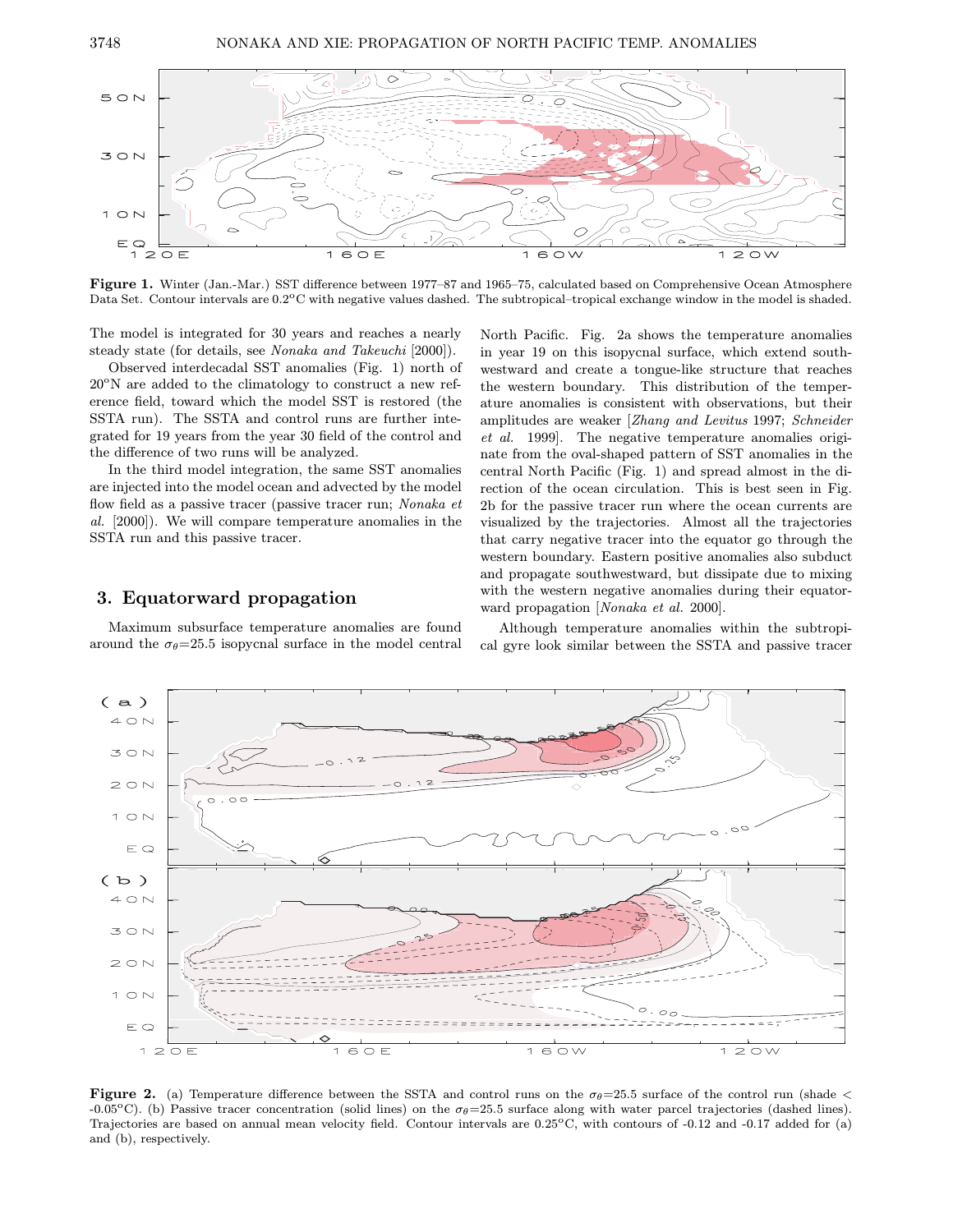**Figure 1.** Winter (Jan.-Mar.) SST difference between 1977–87 and 1965–75, calculated based on Comprehensive Ocean Atmosphere Data Set. Contour intervals are 0.2°C with negative values dashed. The subtropical–tropical exchange window in the model is shaded.

The model is integrated for 30 years and reaches a nearly steady state (for details, see *Nonaka and Takeuchi* [2000]).

Observed interdecadal SST anomalies (Fig. 1) north of 20°N are added to the climatology to construct a new reference field, toward which the model SST is restored (the SSTA run). The SSTA and control runs are further integrated for 19 years from the year 30 field of the control and the difference of two runs will be analyzed.

In the third model integration, the same SST anomalies are injected into the model ocean and advected by the model flow field as a passive tracer (passive tracer run; *Nonaka et al.* [2000]). We will compare temperature anomalies in the SSTA run and this passive tracer.

## 3. Equatorward propagation

Maximum subsurface temperature anomalies are found around the $\sigma_\theta$=25.5 isopycnal surface in the model central North Pacific. Fig. 2a shows the temperature anomalies in year 19 on this isopycnal surface, which extend southwestward and create a tongue-like structure that reaches the western boundary. This distribution of the temperature anomalies is consistent with observations, but their amplitudes are weaker [*Zhang and Levitus* 1997; *Schneider et al.* 1999]. The negative temperature anomalies originate from the oval-shaped pattern of SST anomalies in the central North Pacific (Fig. 1) and spread almost in the direction of the ocean circulation. This is best seen in Fig. 2b for the passive tracer run where the ocean currents are visualized by the trajectories. Almost all the trajectories that carry negative tracer into the equator go through the western boundary. Eastern positive anomalies also subduct and propagate southwestward, but dissipate due to mixing with the western negative anomalies during their equatorward propagation [*Nonaka et al.* 2000].

Although temperature anomalies within the subtropical gyre look similar between the SSTA and passive tracer

**Figure 2.** (a) Temperature difference between the SSTA and control runs on the $\sigma_\theta$=25.5 surface of the control run (shade < -0.05°C). (b) Passive tracer concentration (solid lines) on the $\sigma_\theta$=25.5 surface along with water parcel trajectories (dashed lines). Trajectories are based on annual mean velocity field. Contour intervals are 0.25°C, with contours of -0.12 and -0.17 added for (a) and (b), respectively.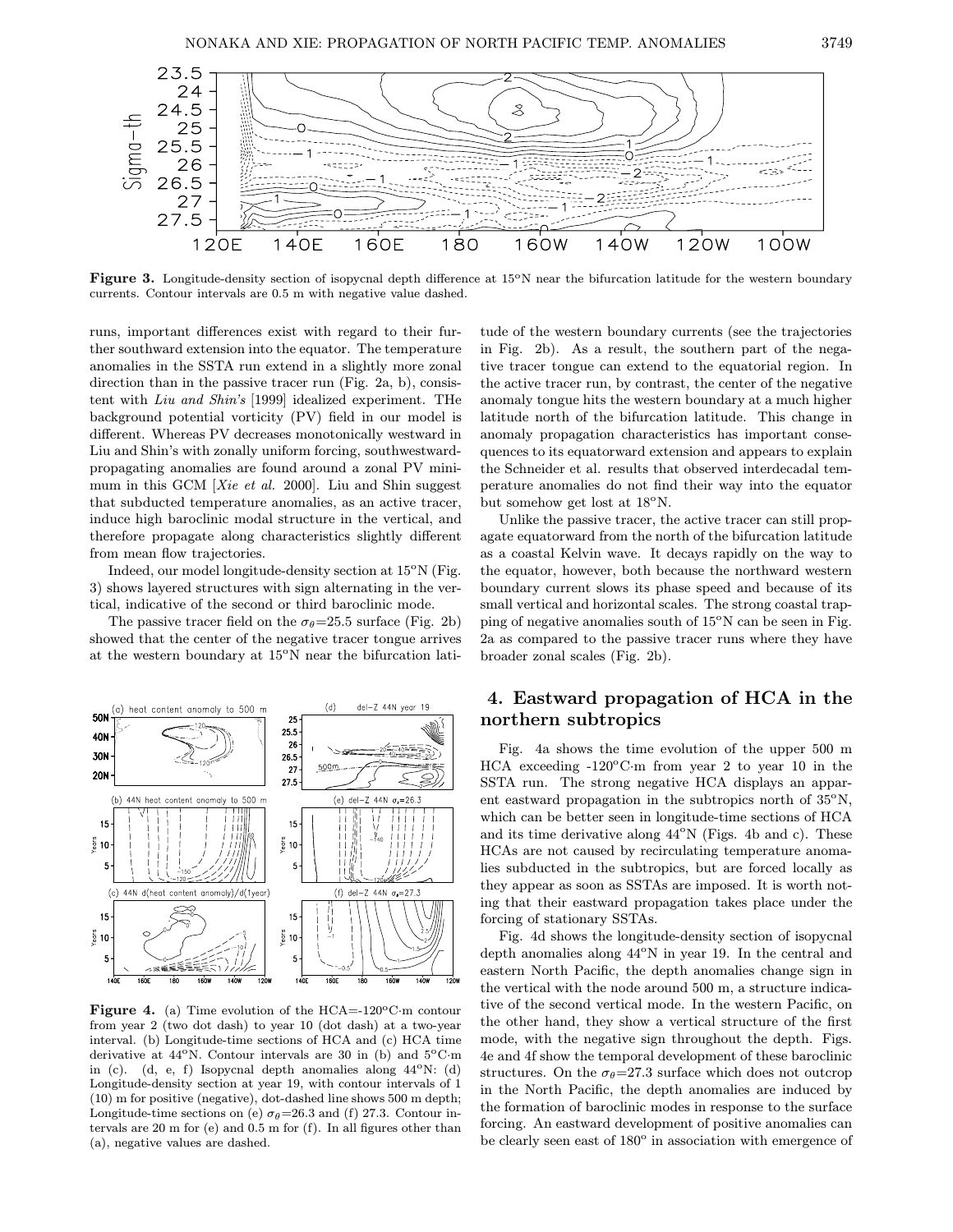**Figure 3.** Longitude-density section of isopycnal depth difference at 15°N near the bifurcation latitude for the western boundary currents. Contour intervals are 0.5 m with negative value dashed.

runs, important differences exist with regard to their further southward extension into the equator. The temperature anomalies in the SSTA run extend in a slightly more zonal direction than in the passive tracer run (Fig. 2a, b), consistent with *Liu and Shin's* [1999] idealized experiment. THe background potential vorticity (PV) field in our model is different. Whereas PV decreases monotonically westward in Liu and Shin's with zonally uniform forcing, southwestward-propagating anomalies are found around a zonal PV minimum in this GCM [*Xie et al.* 2000]. Liu and Shin suggest that subducted temperature anomalies, as an active tracer, induce high baroclinic modal structure in the vertical, and therefore propagate along characteristics slightly different from mean flow trajectories.

Indeed, our model longitude-density section at 15°N (Fig. 3) shows layered structures with sign alternating in the vertical, indicative of the second or third baroclinic mode.

The passive tracer field on the $\sigma_\theta$=25.5 surface (Fig. 2b) showed that the center of the negative tracer tongue arrives at the western boundary at 15°N near the bifurcation latitude of the western boundary currents (see the trajectories in Fig. 2b). As a result, the southern part of the negative tracer tongue can extend to the equatorial region. In the active tracer run, by contrast, the center of the negative anomaly tongue hits the western boundary at a much higher latitude north of the bifurcation latitude. This change in anomaly propagation characteristics has important consequences to its equatorward extension and appears to explain the Schneider et al. results that observed interdecadal temperature anomalies do not find their way into the equator but somehow get lost at 18°N.

Unlike the passive tracer, the active tracer can still propagate equatorward from the north of the bifurcation latitude as a coastal Kelvin wave. It decays rapidly on the way to the equator, however, both because the northward western boundary current slows its phase speed and because of its small vertical and horizontal scales. The strong coastal trapping of negative anomalies south of 15°N can be seen in Fig. 2a as compared to the passive tracer runs where they have broader zonal scales (Fig. 2b).

**Figure 4.** (a) Time evolution of the HCA=-120°C·m contour from year 2 (two dot dash) to year 10 (dot dash) at a two-year interval. (b) Longitude-time sections of HCA and (c) HCA time derivative at 44°N. Contour intervals are 30 in (b) and 5°C·m in (c). (d, e, f) Isopycnal depth anomalies along 44°N: (d) Longitude-density section at year 19, with contour intervals of 1 (10) m for positive (negative), dot-dashed line shows 500 m depth; Longitude-time sections on (e) $\sigma_\theta$=26.3 and (f) 27.3. Contour intervals are 20 m for (e) and 0.5 m for (f). In all figures other than (a), negative values are dashed.

## 4. Eastward propagation of HCA in the northern subtropics

Fig. 4a shows the time evolution of the upper 500 m HCA exceeding -120°C·m from year 2 to year 10 in the SSTA run. The strong negative HCA displays an apparent eastward propagation in the subtropics north of 35°N, which can be better seen in longitude-time sections of HCA and its time derivative along 44°N (Figs. 4b and c). These HCAs are not caused by recirculating temperature anomalies subducted in the subtropics, but are forced locally as they appear as soon as SSTAs are imposed. It is worth noting that their eastward propagation takes place under the forcing of stationary SSTAs.

Fig. 4d shows the longitude-density section of isopycnal depth anomalies along 44°N in year 19. In the central and eastern North Pacific, the depth anomalies change sign in the vertical with the node around 500 m, a structure indicative of the second vertical mode. In the western Pacific, on the other hand, they show a vertical structure of the first mode, with the negative sign throughout the depth. Figs. 4e and 4f show the temporal development of these baroclinic structures. On the $\sigma_\theta$=27.3 surface which does not outcrop in the North Pacific, the depth anomalies are induced by the formation of baroclinic modes in response to the surface forcing. An eastward development of positive anomalies can be clearly seen east of 180° in association with emergence of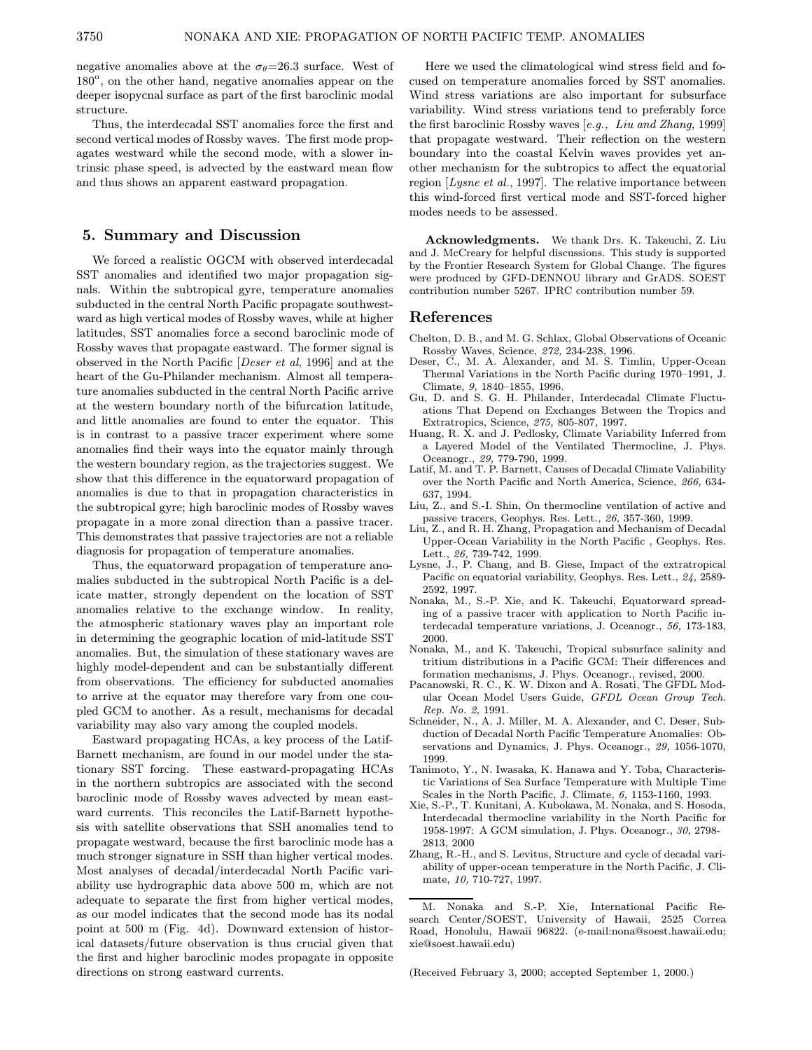negative anomalies above at the $\sigma_\theta$=26.3 surface. West of 180°, on the other hand, negative anomalies appear on the deeper isopycnal surface as part of the first baroclinic modal structure.

Thus, the interdecadal SST anomalies force the first and second vertical modes of Rossby waves. The first mode propagates westward while the second mode, with a slower intrinsic phase speed, is advected by the eastward mean flow and thus shows an apparent eastward propagation.

## 5. Summary and Discussion

We forced a realistic OGCM with observed interdecadal SST anomalies and identified two major propagation signals. Within the subtropical gyre, temperature anomalies subducted in the central North Pacific propagate southwestward as high vertical modes of Rossby waves, while at higher latitudes, SST anomalies force a second baroclinic mode of Rossby waves that propagate eastward. The former signal is observed in the North Pacific [*Deser et al*, 1996] and at the heart of the Gu-Philander mechanism. Almost all temperature anomalies subducted in the central North Pacific arrive at the western boundary north of the bifurcation latitude, and little anomalies are found to enter the equator. This is in contrast to a passive tracer experiment where some anomalies find their ways into the equator mainly through the western boundary region, as the trajectories suggest. We show that this difference in the equatorward propagation of anomalies is due to that in propagation characteristics in the subtropical gyre; high baroclinic modes of Rossby waves propagate in a more zonal direction than a passive tracer. This demonstrates that passive trajectories are not a reliable diagnosis for propagation of temperature anomalies.

Thus, the equatorward propagation of temperature anomalies subducted in the subtropical North Pacific is a delicate matter, strongly dependent on the location of SST anomalies relative to the exchange window. In reality, the atmospheric stationary waves play an important role in determining the geographic location of mid-latitude SST anomalies. But, the simulation of these stationary waves are highly model-dependent and can be substantially different from observations. The efficiency for subducted anomalies to arrive at the equator may therefore vary from one coupled GCM to another. As a result, mechanisms for decadal variability may also vary among the coupled models.

Eastward propagating HCAs, a key process of the Latif-Barnett mechanism, are found in our model under the stationary SST forcing. These eastward-propagating HCAs in the northern subtropics are associated with the second baroclinic mode of Rossby waves advected by mean eastward currents. This reconciles the Latif-Barnett hypothesis with satellite observations that SSH anomalies tend to propagate westward, because the first baroclinic mode has a much stronger signature in SSH than higher vertical modes. Most analyses of decadal/interdecadal North Pacific variability use hydrographic data above 500 m, which are not adequate to separate the first from higher vertical modes, as our model indicates that the second mode has its nodal point at 500 m (Fig. 4d). Downward extension of historical datasets/future observation is thus crucial given that the first and higher baroclinic modes propagate in opposite directions on strong eastward currents.

Here we used the climatological wind stress field and focused on temperature anomalies forced by SST anomalies. Wind stress variations are also important for subsurface variability. Wind stress variations tend to preferably force the first baroclinic Rossby waves [*e.g., Liu and Zhang,* 1999] that propagate westward. Their reflection on the western boundary into the coastal Kelvin waves provides yet another mechanism for the subtropics to affect the equatorial region [*Lysne et al.*, 1997]. The relative importance between this wind-forced first vertical mode and SST-forced higher modes needs to be assessed.

**Acknowledgments.** We thank Drs. K. Takeuchi, Z. Liu and J. McCreary for helpful discussions. This study is supported by the Frontier Research System for Global Change. The figures were produced by GFD-DENNOU library and GrADS. SOEST contribution number 5267. IPRC contribution number 59.

## References

Chelton, D. B., and M. G. Schlax, Global Observations of Oceanic Rossby Waves, Science, *272,* 234-238, 1996.

Deser, C., M. A. Alexander, and M. S. Timlin, Upper-Ocean Thermal Variations in the North Pacific during 1970–1991, J. Climate, *9,* 1840–1855, 1996.

Gu, D. and S. G. H. Philander, Interdecadal Climate Fluctuations That Depend on Exchanges Between the Tropics and Extratropics, Science, *275,* 805-807, 1997.

Huang, R. X. and J. Pedlosky, Climate Variability Inferred from a Layered Model of the Ventilated Thermocline, J. Phys. Oceanogr., *29,* 779-790, 1999.

Latif, M. and T. P. Barnett, Causes of Decadal Climate Valiability over the North Pacific and North America, Science, *266,* 634-637, 1994.

Liu, Z., and S.-I. Shin, On thermocline ventilation of active and passive tracers, Geophys. Res. Lett., *26,* 357-360, 1999.

Liu, Z., and R. H. Zhang, Propagation and Mechanism of Decadal Upper-Ocean Variability in the North Pacific , Geophys. Res. Lett., *26,* 739-742, 1999.

Lysne, J., P. Chang, and B. Giese, Impact of the extratropical Pacific on equatorial variability, Geophys. Res. Lett., *24,* 2589-2592, 1997.

Nonaka, M., S.-P. Xie, and K. Takeuchi, Equatorward spreading of a passive tracer with application to North Pacific interdecadal temperature variations, J. Oceanogr., *56,* 173-183, 2000.

Nonaka, M., and K. Takeuchi, Tropical subsurface salinity and tritium distributions in a Pacific GCM: Their differences and formation mechanisms, J. Phys. Oceanogr., revised, 2000.

Pacanowski, R. C., K. W. Dixon and A. Rosati, The GFDL Modular Ocean Model Users Guide, *GFDL Ocean Group Tech. Rep. No. 2,* 1991.

Schneider, N., A. J. Miller, M. A. Alexander, and C. Deser, Subduction of Decadal North Pacific Temperature Anomalies: Observations and Dynamics, J. Phys. Oceanogr., *29,* 1056-1070, 1999.

Tanimoto, Y., N. Iwasaka, K. Hanawa and Y. Toba, Characteristic Variations of Sea Surface Temperature with Multiple Time Scales in the North Pacific, J. Climate, *6,* 1153-1160, 1993.

Xie, S.-P., T. Kunitani, A. Kubokawa, M. Nonaka, and S. Hosoda, Interdecadal thermocline variability in the North Pacific for 1958-1997: A GCM simulation, J. Phys. Oceanogr., *30,* 2798-2813, 2000

Zhang, R.-H., and S. Levitus, Structure and cycle of decadal variability of upper-ocean temperature in the North Pacific, J. Climate, *10,* 710-727, 1997.

M. Nonaka and S.-P. Xie, International Pacific Research Center/SOEST, University of Hawaii, 2525 Correa Road, Honolulu, Hawaii 96822. (e-mail:nona@soest.hawaii.edu; xie@soest.hawaii.edu)

(Received February 3, 2000; accepted September 1, 2000.)